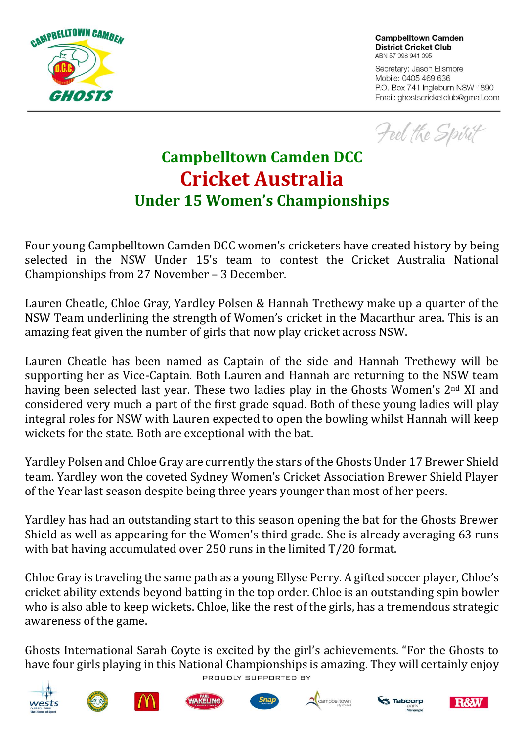Campbelltown Camden District Cricket Club
ABN 57 098 941 095

Secretary: Jason Ellsmore
Mobile: 0405 469 636
P.O. Box 741 Ingleburn NSW 1890
Email: ghostscricketclub@gmail.com

*Feel the Spirit*

# Campbelltown Camden DCC
# Cricket Australia
## Under 15 Women's Championships

Four young Campbelltown Camden DCC women's cricketers have created history by being selected in the NSW Under 15's team to contest the Cricket Australia National Championships from 27 November – 3 December.

Lauren Cheatle, Chloe Gray, Yardley Polsen & Hannah Trethewy make up a quarter of the NSW Team underlining the strength of Women's cricket in the Macarthur area. This is an amazing feat given the number of girls that now play cricket across NSW.

Lauren Cheatle has been named as Captain of the side and Hannah Trethewy will be supporting her as Vice-Captain. Both Lauren and Hannah are returning to the NSW team having been selected last year. These two ladies play in the Ghosts Women's 2nd XI and considered very much a part of the first grade squad. Both of these young ladies will play integral roles for NSW with Lauren expected to open the bowling whilst Hannah will keep wickets for the state. Both are exceptional with the bat.

Yardley Polsen and Chloe Gray are currently the stars of the Ghosts Under 17 Brewer Shield team. Yardley won the coveted Sydney Women's Cricket Association Brewer Shield Player of the Year last season despite being three years younger than most of her peers.

Yardley has had an outstanding start to this season opening the bat for the Ghosts Brewer Shield as well as appearing for the Women's third grade. She is already averaging 63 runs with bat having accumulated over 250 runs in the limited T/20 format.

Chloe Gray is traveling the same path as a young Ellyse Perry. A gifted soccer player, Chloe's cricket ability extends beyond batting in the top order. Chloe is an outstanding spin bowler who is also able to keep wickets. Chloe, like the rest of the girls, has a tremendous strategic awareness of the game.

Ghosts International Sarah Coyte is excited by the girl's achievements. "For the Ghosts to have four girls playing in this National Championships is amazing. They will certainly enjoy

PROUDLY SUPPORTED BY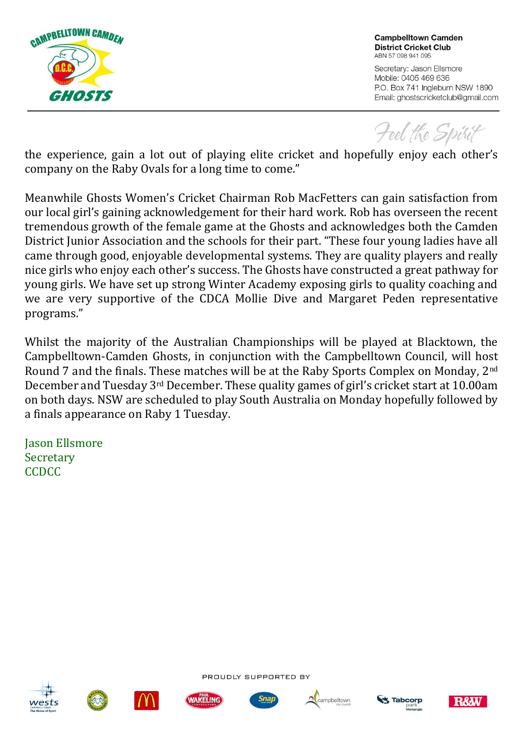the experience, gain a lot out of playing elite cricket and hopefully enjoy each other's company on the Raby Ovals for a long time to come."

Meanwhile Ghosts Women's Cricket Chairman Rob MacFetters can gain satisfaction from our local girl's gaining acknowledgement for their hard work. Rob has overseen the recent tremendous growth of the female game at the Ghosts and acknowledges both the Camden District Junior Association and the schools for their part. "These four young ladies have all came through good, enjoyable developmental systems. They are quality players and really nice girls who enjoy each other's success. The Ghosts have constructed a great pathway for young girls. We have set up strong Winter Academy exposing girls to quality coaching and we are very supportive of the CDCA Mollie Dive and Margaret Peden representative programs."

Whilst the majority of the Australian Championships will be played at Blacktown, the Campbelltown-Camden Ghosts, in conjunction with the Campbelltown Council, will host Round 7 and the finals. These matches will be at the Raby Sports Complex on Monday, 2nd December and Tuesday 3rd December. These quality games of girl's cricket start at 10.00am on both days. NSW are scheduled to play South Australia on Monday hopefully followed by a finals appearance on Raby 1 Tuesday.

Jason Ellsmore
Secretary
CCDCC